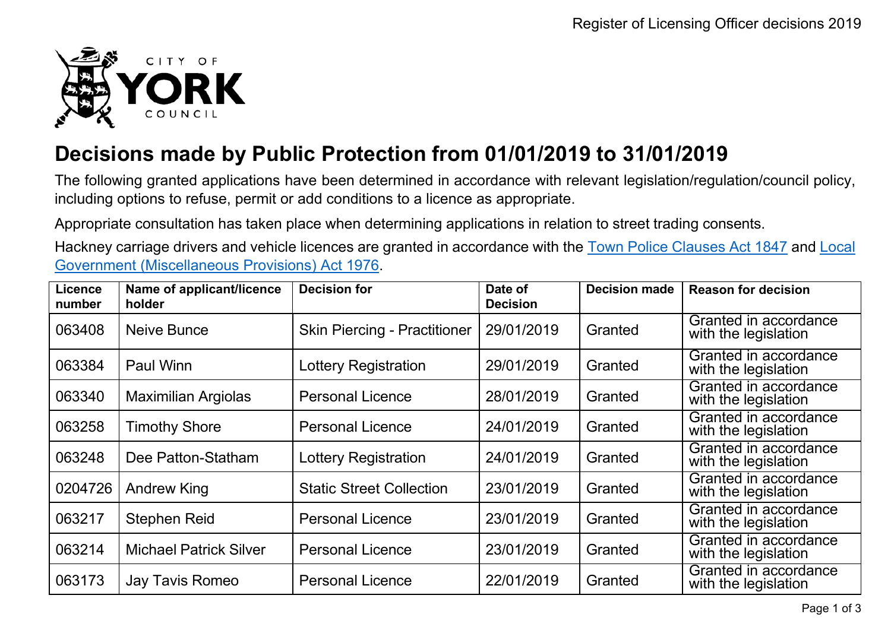# Decisions made by Public Protection from 01/01/2019 to 31/01/2019

The following granted applications have been determined in accordance with relevant legislation/regulation/council policy, including options to refuse, permit or add conditions to a licence as appropriate.

Appropriate consultation has taken place when determining applications in relation to street trading consents.

Hackney carriage drivers and vehicle licences are granted in accordance with the Town Police Clauses Act 1847 and Local Government (Miscellaneous Provisions) Act 1976.

| Licence number | Name of applicant/licence holder | Decision for | Date of Decision | Decision made | Reason for decision |
|---|---|---|---|---|---|
| 063408 | Neive Bunce | Skin Piercing - Practitioner | 29/01/2019 | Granted | Granted in accordance with the legislation |
| 063384 | Paul Winn | Lottery Registration | 29/01/2019 | Granted | Granted in accordance with the legislation |
| 063340 | Maximilian Argiolas | Personal Licence | 28/01/2019 | Granted | Granted in accordance with the legislation |
| 063258 | Timothy Shore | Personal Licence | 24/01/2019 | Granted | Granted in accordance with the legislation |
| 063248 | Dee Patton-Statham | Lottery Registration | 24/01/2019 | Granted | Granted in accordance with the legislation |
| 0204726 | Andrew King | Static Street Collection | 23/01/2019 | Granted | Granted in accordance with the legislation |
| 063217 | Stephen Reid | Personal Licence | 23/01/2019 | Granted | Granted in accordance with the legislation |
| 063214 | Michael Patrick Silver | Personal Licence | 23/01/2019 | Granted | Granted in accordance with the legislation |
| 063173 | Jay Tavis Romeo | Personal Licence | 22/01/2019 | Granted | Granted in accordance with the legislation |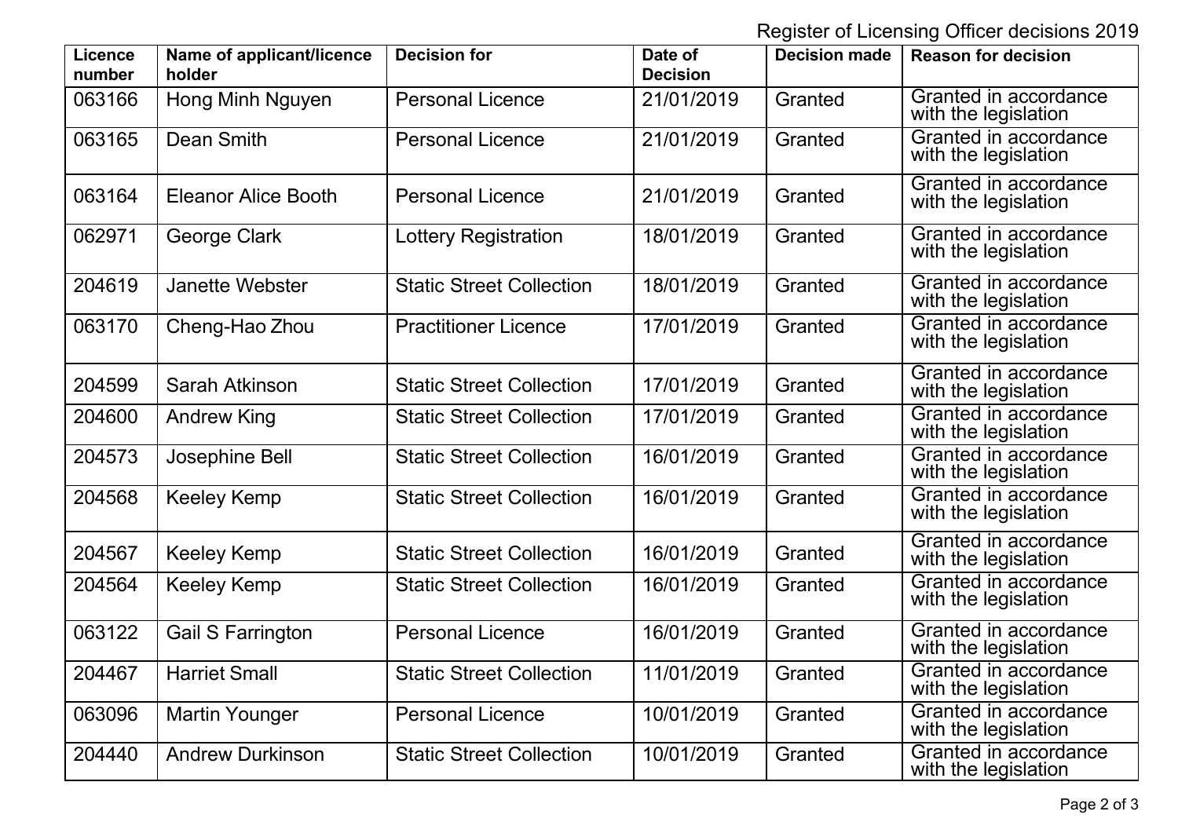Register of Licensing Officer decisions 2019

| Licence number | Name of applicant/licence holder | Decision for | Date of Decision | Decision made | Reason for decision |
| --- | --- | --- | --- | --- | --- |
| 063166 | Hong Minh Nguyen | Personal Licence | 21/01/2019 | Granted | Granted in accordance with the legislation |
| 063165 | Dean Smith | Personal Licence | 21/01/2019 | Granted | Granted in accordance with the legislation |
| 063164 | Eleanor Alice Booth | Personal Licence | 21/01/2019 | Granted | Granted in accordance with the legislation |
| 062971 | George Clark | Lottery Registration | 18/01/2019 | Granted | Granted in accordance with the legislation |
| 204619 | Janette Webster | Static Street Collection | 18/01/2019 | Granted | Granted in accordance with the legislation |
| 063170 | Cheng-Hao Zhou | Practitioner Licence | 17/01/2019 | Granted | Granted in accordance with the legislation |
| 204599 | Sarah Atkinson | Static Street Collection | 17/01/2019 | Granted | Granted in accordance with the legislation |
| 204600 | Andrew King | Static Street Collection | 17/01/2019 | Granted | Granted in accordance with the legislation |
| 204573 | Josephine Bell | Static Street Collection | 16/01/2019 | Granted | Granted in accordance with the legislation |
| 204568 | Keeley Kemp | Static Street Collection | 16/01/2019 | Granted | Granted in accordance with the legislation |
| 204567 | Keeley Kemp | Static Street Collection | 16/01/2019 | Granted | Granted in accordance with the legislation |
| 204564 | Keeley Kemp | Static Street Collection | 16/01/2019 | Granted | Granted in accordance with the legislation |
| 063122 | Gail S Farrington | Personal Licence | 16/01/2019 | Granted | Granted in accordance with the legislation |
| 204467 | Harriet Small | Static Street Collection | 11/01/2019 | Granted | Granted in accordance with the legislation |
| 063096 | Martin Younger | Personal Licence | 10/01/2019 | Granted | Granted in accordance with the legislation |
| 204440 | Andrew Durkinson | Static Street Collection | 10/01/2019 | Granted | Granted in accordance with the legislation |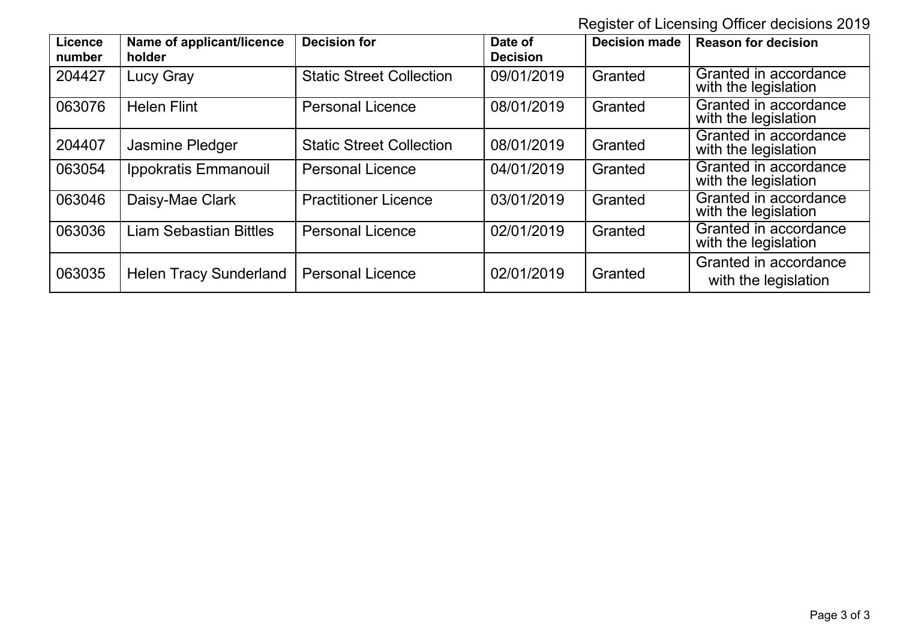Register of Licensing Officer decisions 2019

| Licence number | Name of applicant/licence holder | Decision for | Date of Decision | Decision made | Reason for decision |
|---|---|---|---|---|---|
| 204427 | Lucy Gray | Static Street Collection | 09/01/2019 | Granted | Granted in accordance with the legislation |
| 063076 | Helen Flint | Personal Licence | 08/01/2019 | Granted | Granted in accordance with the legislation |
| 204407 | Jasmine Pledger | Static Street Collection | 08/01/2019 | Granted | Granted in accordance with the legislation |
| 063054 | Ippokratis Emmanouil | Personal Licence | 04/01/2019 | Granted | Granted in accordance with the legislation |
| 063046 | Daisy-Mae Clark | Practitioner Licence | 03/01/2019 | Granted | Granted in accordance with the legislation |
| 063036 | Liam Sebastian Bittles | Personal Licence | 02/01/2019 | Granted | Granted in accordance with the legislation |
| 063035 | Helen Tracy Sunderland | Personal Licence | 02/01/2019 | Granted | Granted in accordance with the legislation |